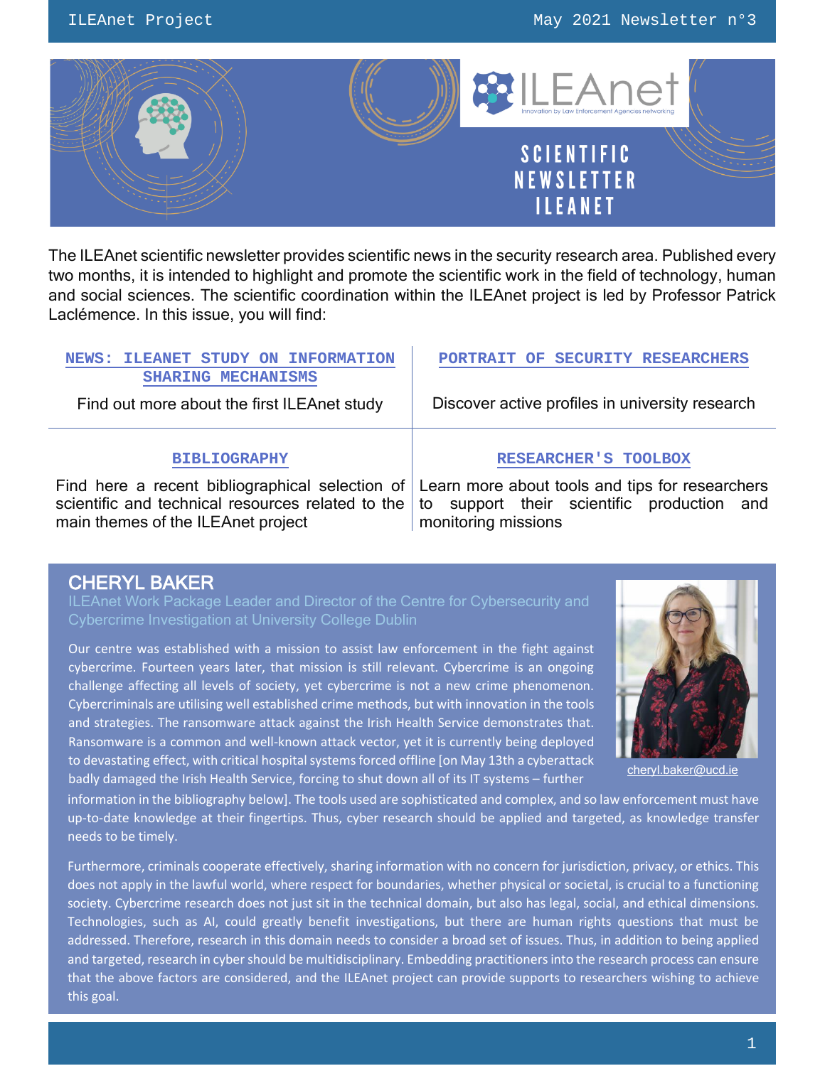# SCIENTIFIC NEWSLETTER ILEANET

The ILEAnet scientific newsletter provides scientific news in the security research area. Published every two months, it is intended to highlight and promote the scientific work in the field of technology, human and social sciences. The scientific coordination within the ILEAnet project is led by Professor Patrick Laclémence. In this issue, you will find:

| **NEWS: ILEANET STUDY ON INFORMATION SHARING MECHANISMS** | **PORTRAIT OF SECURITY RESEARCHERS** |
|---|---|
| Find out more about the first ILEAnet study | Discover active profiles in university research |
| **BIBLIOGRAPHY** | **RESEARCHER'S TOOLBOX** |
| Find here a recent bibliographical selection of scientific and technical resources related to the main themes of the ILEAnet project | Learn more about tools and tips for researchers to support their scientific production and monitoring missions |

## CHERYL BAKER

ILEAnet Work Package Leader and Director of the Centre for Cybersecurity and Cybercrime Investigation at University College Dublin

cheryl.baker@ucd.ie

Our centre was established with a mission to assist law enforcement in the fight against cybercrime. Fourteen years later, that mission is still relevant. Cybercrime is an ongoing challenge affecting all levels of society, yet cybercrime is not a new crime phenomenon. Cybercriminals are utilising well established crime methods, but with innovation in the tools and strategies. The ransomware attack against the Irish Health Service demonstrates that. Ransomware is a common and well-known attack vector, yet it is currently being deployed to devastating effect, with critical hospital systems forced offline [on May 13th a cyberattack badly damaged the Irish Health Service, forcing to shut down all of its IT systems – further information in the bibliography below]. The tools used are sophisticated and complex, and so law enforcement must have up-to-date knowledge at their fingertips. Thus, cyber research should be applied and targeted, as knowledge transfer needs to be timely.

Furthermore, criminals cooperate effectively, sharing information with no concern for jurisdiction, privacy, or ethics. This does not apply in the lawful world, where respect for boundaries, whether physical or societal, is crucial to a functioning society. Cybercrime research does not just sit in the technical domain, but also has legal, social, and ethical dimensions. Technologies, such as AI, could greatly benefit investigations, but there are human rights questions that must be addressed. Therefore, research in this domain needs to consider a broad set of issues. Thus, in addition to being applied and targeted, research in cyber should be multidisciplinary. Embedding practitioners into the research process can ensure that the above factors are considered, and the ILEAnet project can provide supports to researchers wishing to achieve this goal.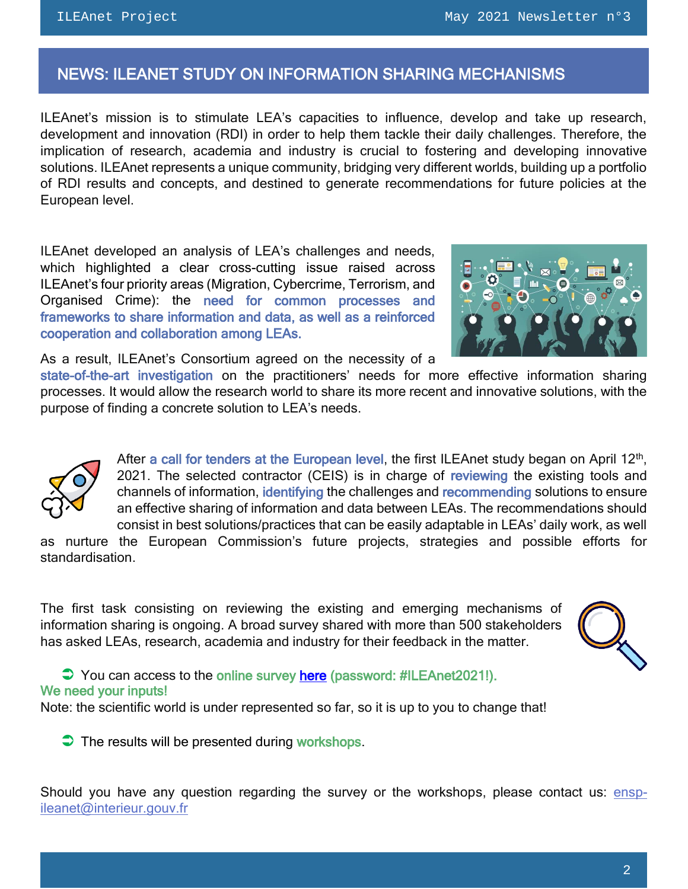## NEWS: ILEANET STUDY ON INFORMATION SHARING MECHANISMS

ILEAnet's mission is to stimulate LEA's capacities to influence, develop and take up research, development and innovation (RDI) in order to help them tackle their daily challenges. Therefore, the implication of research, academia and industry is crucial to fostering and developing innovative solutions. ILEAnet represents a unique community, bridging very different worlds, building up a portfolio of RDI results and concepts, and destined to generate recommendations for future policies at the European level.

ILEAnet developed an analysis of LEA's challenges and needs, which highlighted a clear cross-cutting issue raised across ILEAnet's four priority areas (Migration, Cybercrime, Terrorism, and Organised Crime): the need for common processes and frameworks to share information and data, as well as a reinforced cooperation and collaboration among LEAs.

As a result, ILEAnet's Consortium agreed on the necessity of a state-of-the-art investigation on the practitioners' needs for more effective information sharing processes. It would allow the research world to share its more recent and innovative solutions, with the purpose of finding a concrete solution to LEA's needs.

After a call for tenders at the European level, the first ILEAnet study began on April 12th, 2021. The selected contractor (CEIS) is in charge of reviewing the existing tools and channels of information, identifying the challenges and recommending solutions to ensure an effective sharing of information and data between LEAs. The recommendations should consist in best solutions/practices that can be easily adaptable in LEAs' daily work, as well as nurture the European Commission's future projects, strategies and possible efforts for standardisation.

The first task consisting on reviewing the existing and emerging mechanisms of information sharing is ongoing. A broad survey shared with more than 500 stakeholders has asked LEAs, research, academia and industry for their feedback in the matter.

➲ You can access to the online survey here (password: #ILEAnet2021!).
We need your inputs!
Note: the scientific world is under represented so far, so it is up to you to change that!

➲ The results will be presented during workshops.

Should you have any question regarding the survey or the workshops, please contact us: ensp-ileanet@interieur.gouv.fr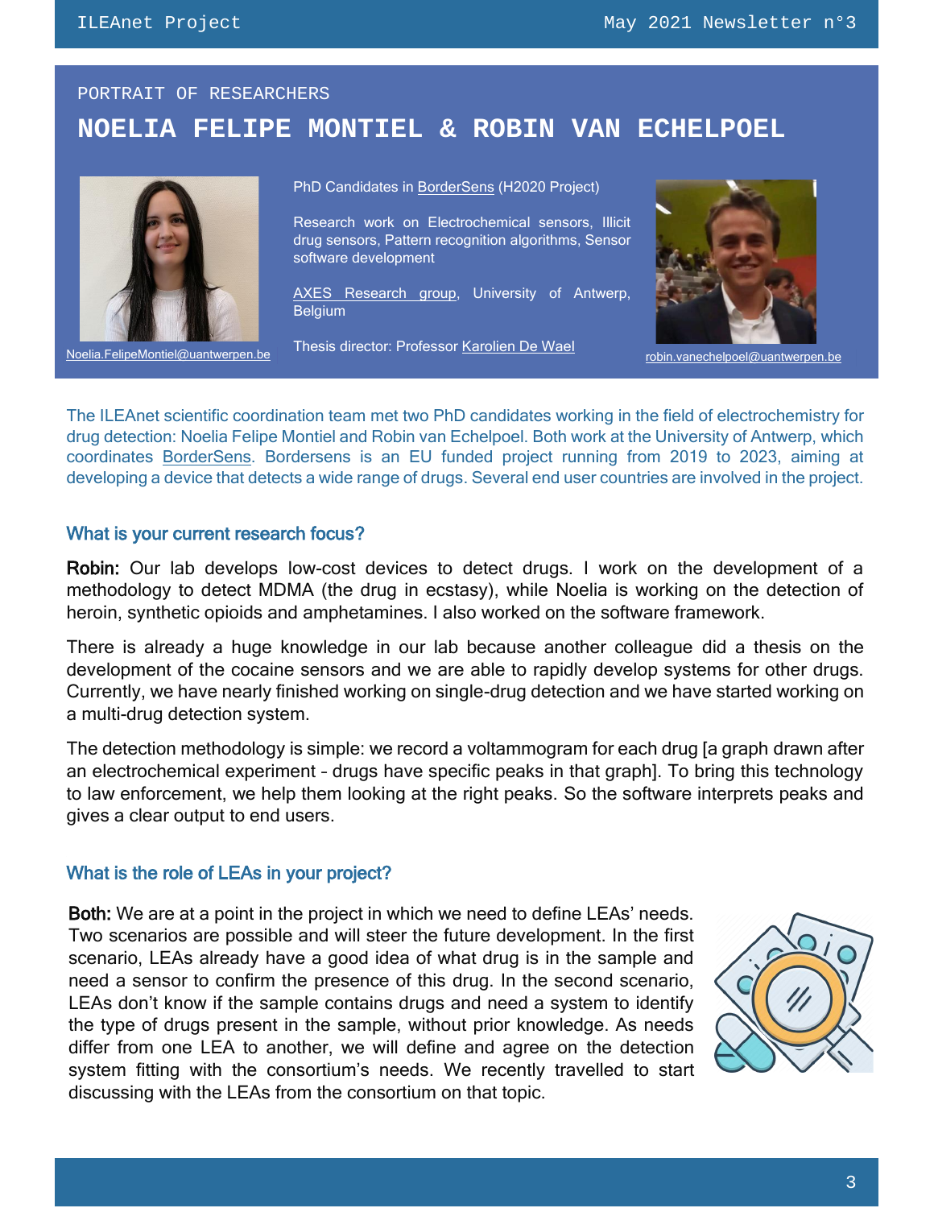PORTRAIT OF RESEARCHERS

# NOELIA FELIPE MONTIEL & ROBIN VAN ECHELPOEL

PhD Candidates in BorderSens (H2020 Project)

Research work on Electrochemical sensors, Illicit drug sensors, Pattern recognition algorithms, Sensor software development

AXES Research group, University of Antwerp, Belgium

Thesis director: Professor Karolien De Wael

Noelia.FelipeMontiel@uantwerpen.be

robin.vanechelpoel@uantwerpen.be

The ILEAnet scientific coordination team met two PhD candidates working in the field of electrochemistry for drug detection: Noelia Felipe Montiel and Robin van Echelpoel. Both work at the University of Antwerp, which coordinates BorderSens. Bordersens is an EU funded project running from 2019 to 2023, aiming at developing a device that detects a wide range of drugs. Several end user countries are involved in the project.

## What is your current research focus?

**Robin:** Our lab develops low-cost devices to detect drugs. I work on the development of a methodology to detect MDMA (the drug in ecstasy), while Noelia is working on the detection of heroin, synthetic opioids and amphetamines. I also worked on the software framework.

There is already a huge knowledge in our lab because another colleague did a thesis on the development of the cocaine sensors and we are able to rapidly develop systems for other drugs. Currently, we have nearly finished working on single-drug detection and we have started working on a multi-drug detection system.

The detection methodology is simple: we record a voltammogram for each drug [a graph drawn after an electrochemical experiment - drugs have specific peaks in that graph]. To bring this technology to law enforcement, we help them looking at the right peaks. So the software interprets peaks and gives a clear output to end users.

## What is the role of LEAs in your project?

**Both:** We are at a point in the project in which we need to define LEAs' needs. Two scenarios are possible and will steer the future development. In the first scenario, LEAs already have a good idea of what drug is in the sample and need a sensor to confirm the presence of this drug. In the second scenario, LEAs don't know if the sample contains drugs and need a system to identify the type of drugs present in the sample, without prior knowledge. As needs differ from one LEA to another, we will define and agree on the detection system fitting with the consortium's needs. We recently travelled to start discussing with the LEAs from the consortium on that topic.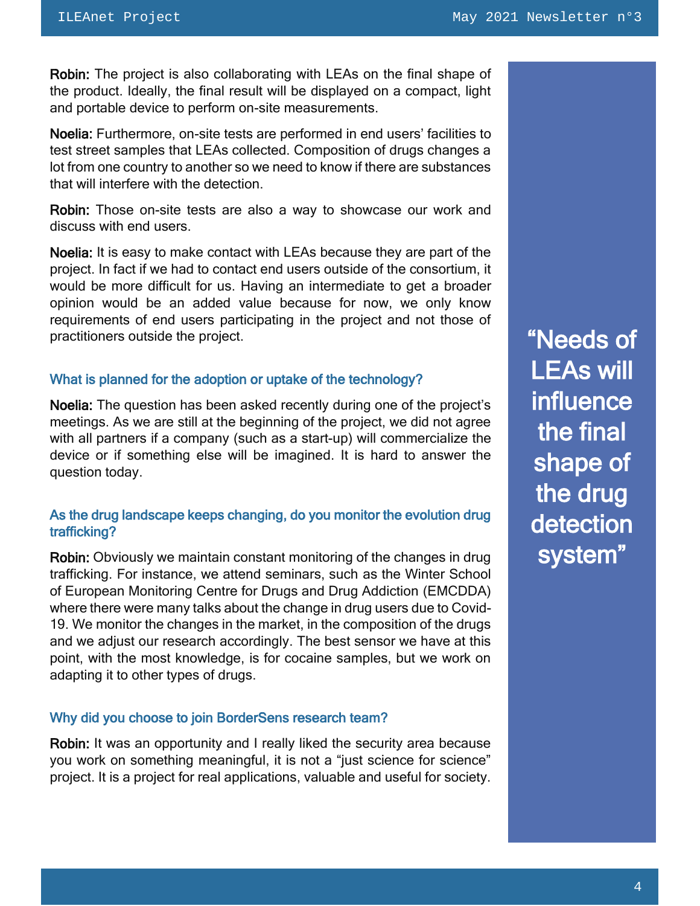**Robin:** The project is also collaborating with LEAs on the final shape of the product. Ideally, the final result will be displayed on a compact, light and portable device to perform on-site measurements.

**Noelia:** Furthermore, on-site tests are performed in end users' facilities to test street samples that LEAs collected. Composition of drugs changes a lot from one country to another so we need to know if there are substances that will interfere with the detection.

**Robin:** Those on-site tests are also a way to showcase our work and discuss with end users.

**Noelia:** It is easy to make contact with LEAs because they are part of the project. In fact if we had to contact end users outside of the consortium, it would be more difficult for us. Having an intermediate to get a broader opinion would be an added value because for now, we only know requirements of end users participating in the project and not those of practitioners outside the project.

> "Needs of LEAs will influence the final shape of the drug detection system"

### What is planned for the adoption or uptake of the technology?

**Noelia:** The question has been asked recently during one of the project's meetings. As we are still at the beginning of the project, we did not agree with all partners if a company (such as a start-up) will commercialize the device or if something else will be imagined. It is hard to answer the question today.

### As the drug landscape keeps changing, do you monitor the evolution drug trafficking?

**Robin:** Obviously we maintain constant monitoring of the changes in drug trafficking. For instance, we attend seminars, such as the Winter School of European Monitoring Centre for Drugs and Drug Addiction (EMCDDA) where there were many talks about the change in drug users due to Covid-19. We monitor the changes in the market, in the composition of the drugs and we adjust our research accordingly. The best sensor we have at this point, with the most knowledge, is for cocaine samples, but we work on adapting it to other types of drugs.

### Why did you choose to join BorderSens research team?

**Robin:** It was an opportunity and I really liked the security area because you work on something meaningful, it is not a "just science for science" project. It is a project for real applications, valuable and useful for society.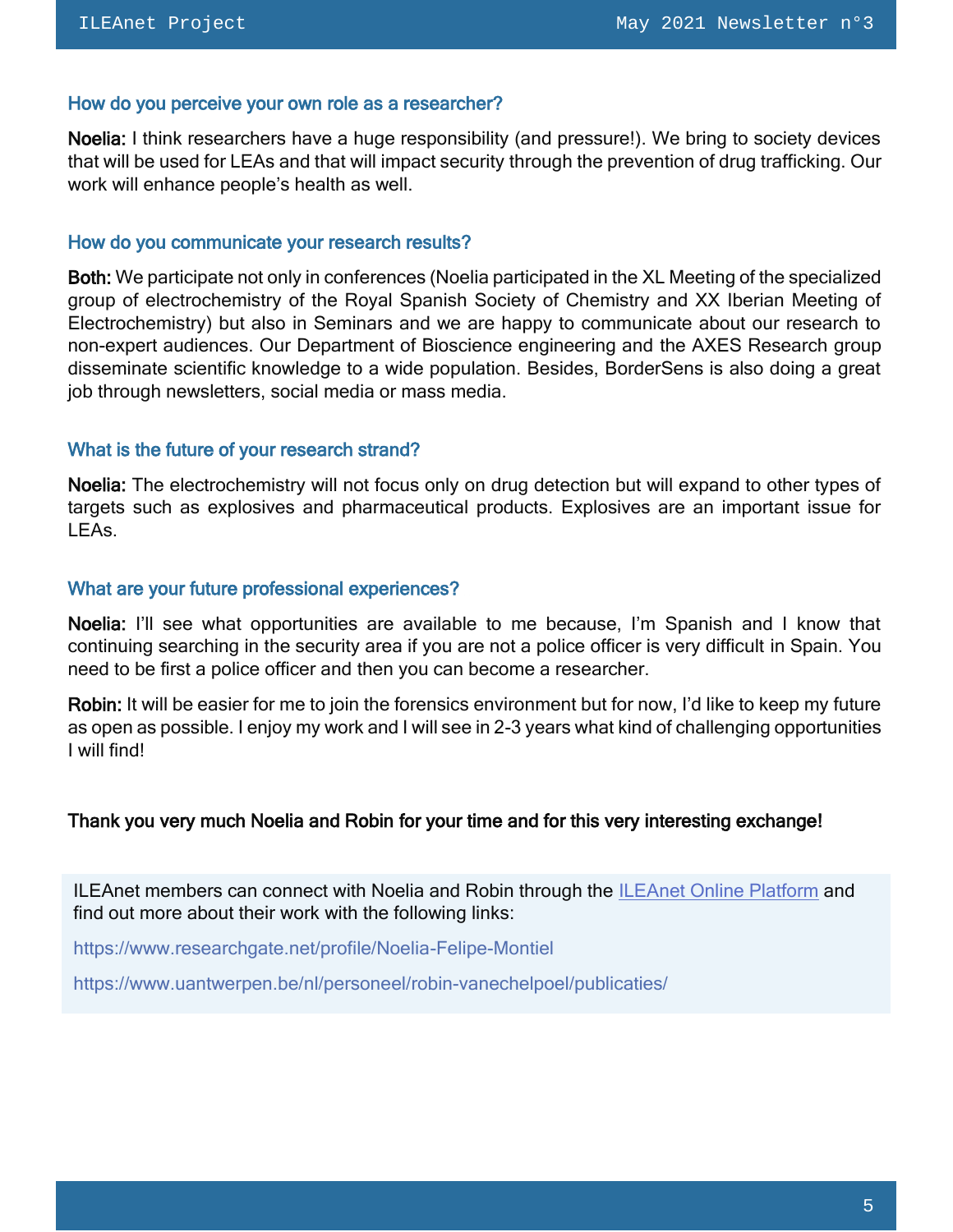### How do you perceive your own role as a researcher?

**Noelia:** I think researchers have a huge responsibility (and pressure!). We bring to society devices that will be used for LEAs and that will impact security through the prevention of drug trafficking. Our work will enhance people's health as well.

### How do you communicate your research results?

**Both:** We participate not only in conferences (Noelia participated in the XL Meeting of the specialized group of electrochemistry of the Royal Spanish Society of Chemistry and XX Iberian Meeting of Electrochemistry) but also in Seminars and we are happy to communicate about our research to non-expert audiences. Our Department of Bioscience engineering and the AXES Research group disseminate scientific knowledge to a wide population. Besides, BorderSens is also doing a great job through newsletters, social media or mass media.

### What is the future of your research strand?

**Noelia:** The electrochemistry will not focus only on drug detection but will expand to other types of targets such as explosives and pharmaceutical products. Explosives are an important issue for LEAs.

### What are your future professional experiences?

**Noelia:** I'll see what opportunities are available to me because, I'm Spanish and I know that continuing searching in the security area if you are not a police officer is very difficult in Spain. You need to be first a police officer and then you can become a researcher.

**Robin:** It will be easier for me to join the forensics environment but for now, I'd like to keep my future as open as possible. I enjoy my work and I will see in 2-3 years what kind of challenging opportunities I will find!

**Thank you very much Noelia and Robin for your time and for this very interesting exchange!**

ILEAnet members can connect with Noelia and Robin through the [ILEAnet Online Platform]() and find out more about their work with the following links:

https://www.researchgate.net/profile/Noelia-Felipe-Montiel

https://www.uantwerpen.be/nl/personeel/robin-vanechelpoel/publicaties/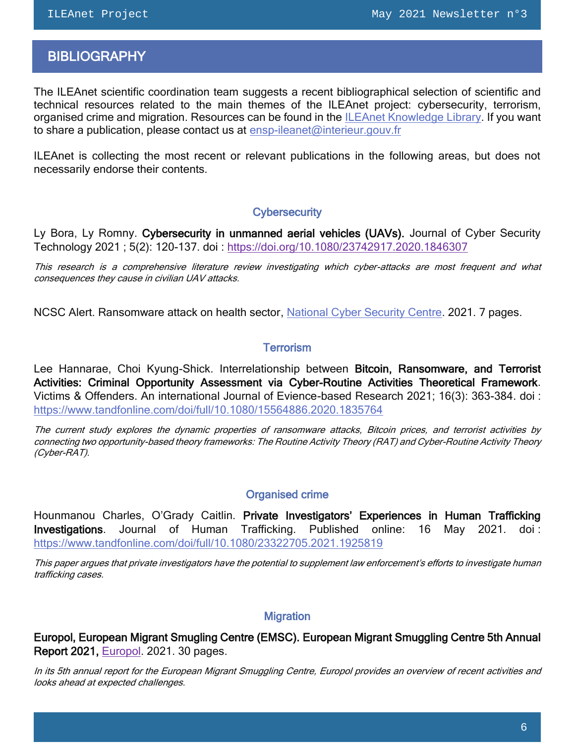## BIBLIOGRAPHY

The ILEAnet scientific coordination team suggests a recent bibliographical selection of scientific and technical resources related to the main themes of the ILEAnet project: cybersecurity, terrorism, organised crime and migration. Resources can be found in the ILEAnet Knowledge Library. If you want to share a publication, please contact us at ensp-ileanet@interieur.gouv.fr

ILEAnet is collecting the most recent or relevant publications in the following areas, but does not necessarily endorse their contents.

### Cybersecurity

Ly Bora, Ly Romny. **Cybersecurity in unmanned aerial vehicles (UAVs).** Journal of Cyber Security Technology 2021 ; 5(2): 120-137. doi : https://doi.org/10.1080/23742917.2020.1846307

*This research is a comprehensive literature review investigating which cyber-attacks are most frequent and what consequences they cause in civilian UAV attacks.*

NCSC Alert. Ransomware attack on health sector, National Cyber Security Centre. 2021. 7 pages.

### Terrorism

Lee Hannarae, Choi Kyung-Shick. Interrelationship between **Bitcoin, Ransomware, and Terrorist Activities: Criminal Opportunity Assessment via Cyber-Routine Activities Theoretical Framework**. Victims & Offenders. An international Journal of Evience-based Research 2021; 16(3): 363-384. doi : https://www.tandfonline.com/doi/full/10.1080/15564886.2020.1835764

*The current study explores the dynamic properties of ransomware attacks, Bitcoin prices, and terrorist activities by connecting two opportunity-based theory frameworks: The Routine Activity Theory (RAT) and Cyber-Routine Activity Theory (Cyber-RAT).*

### Organised crime

Hounmanou Charles, O'Grady Caitlin. **Private Investigators' Experiences in Human Trafficking Investigations**. Journal of Human Trafficking. Published online: 16 May 2021. doi : https://www.tandfonline.com/doi/full/10.1080/23322705.2021.1925819

*This paper argues that private investigators have the potential to supplement law enforcement's efforts to investigate human trafficking cases.*

### Migration

**Europol, European Migrant Smugling Centre (EMSC). European Migrant Smuggling Centre 5th Annual Report 2021,** Europol. 2021. 30 pages.

*In its 5th annual report for the European Migrant Smuggling Centre, Europol provides an overview of recent activities and looks ahead at expected challenges.*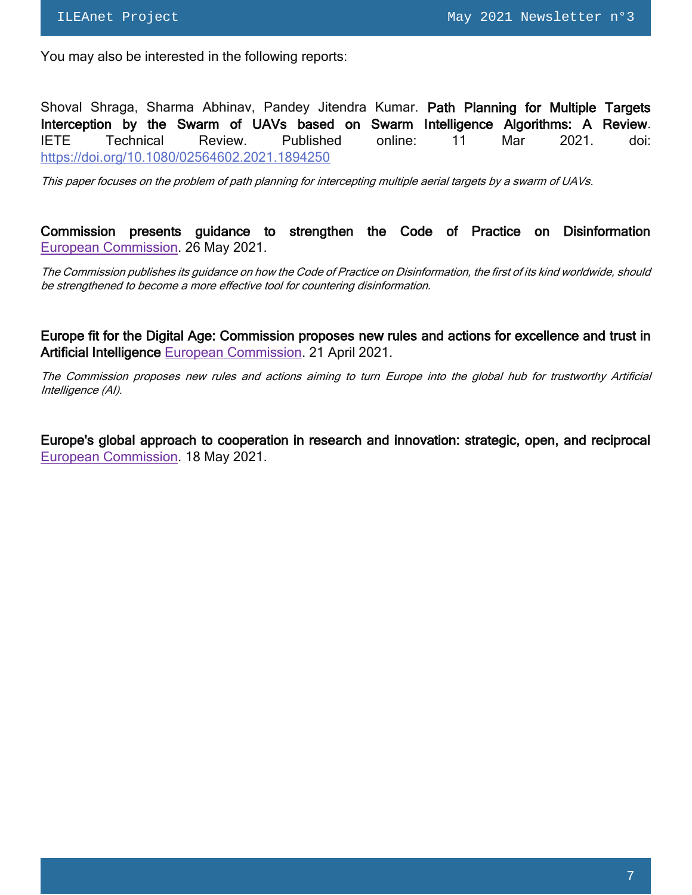You may also be interested in the following reports:

Shoval Shraga, Sharma Abhinav, Pandey Jitendra Kumar. **Path Planning for Multiple Targets Interception by the Swarm of UAVs based on Swarm Intelligence Algorithms: A Review**. IETE Technical Review. Published online: 11 Mar 2021. doi: https://doi.org/10.1080/02564602.2021.1894250

*This paper focuses on the problem of path planning for intercepting multiple aerial targets by a swarm of UAVs.*

**Commission presents guidance to strengthen the Code of Practice on Disinformation** European Commission. 26 May 2021.

*The Commission publishes its guidance on how the Code of Practice on Disinformation, the first of its kind worldwide, should be strengthened to become a more effective tool for countering disinformation.*

**Europe fit for the Digital Age: Commission proposes new rules and actions for excellence and trust in Artificial Intelligence** European Commission. 21 April 2021.

*The Commission proposes new rules and actions aiming to turn Europe into the global hub for trustworthy Artificial Intelligence (AI).*

**Europe's global approach to cooperation in research and innovation: strategic, open, and reciprocal** European Commission. 18 May 2021.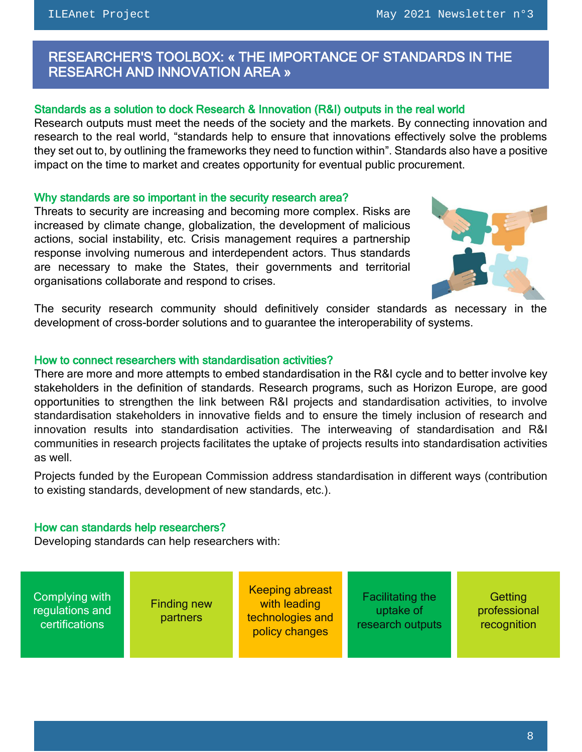## RESEARCHER'S TOOLBOX: « THE IMPORTANCE OF STANDARDS IN THE RESEARCH AND INNOVATION AREA »

### Standards as a solution to dock Research & Innovation (R&I) outputs in the real world

Research outputs must meet the needs of the society and the markets. By connecting innovation and research to the real world, "standards help to ensure that innovations effectively solve the problems they set out to, by outlining the frameworks they need to function within". Standards also have a positive impact on the time to market and creates opportunity for eventual public procurement.

### Why standards are so important in the security research area?

Threats to security are increasing and becoming more complex. Risks are increased by climate change, globalization, the development of malicious actions, social instability, etc. Crisis management requires a partnership response involving numerous and interdependent actors. Thus standards are necessary to make the States, their governments and territorial organisations collaborate and respond to crises.

The security research community should definitively consider standards as necessary in the development of cross-border solutions and to guarantee the interoperability of systems.

### How to connect researchers with standardisation activities?

There are more and more attempts to embed standardisation in the R&I cycle and to better involve key stakeholders in the definition of standards. Research programs, such as Horizon Europe, are good opportunities to strengthen the link between R&I projects and standardisation activities, to involve standardisation stakeholders in innovative fields and to ensure the timely inclusion of research and innovation results into standardisation activities. The interweaving of standardisation and R&I communities in research projects facilitates the uptake of projects results into standardisation activities as well.

Projects funded by the European Commission address standardisation in different ways (contribution to existing standards, development of new standards, etc.).

### How can standards help researchers?

Developing standards can help researchers with:

- Complying with regulations and certifications
- Finding new partners
- Keeping abreast with leading technologies and policy changes
- Facilitating the uptake of research outputs
- Getting professional recognition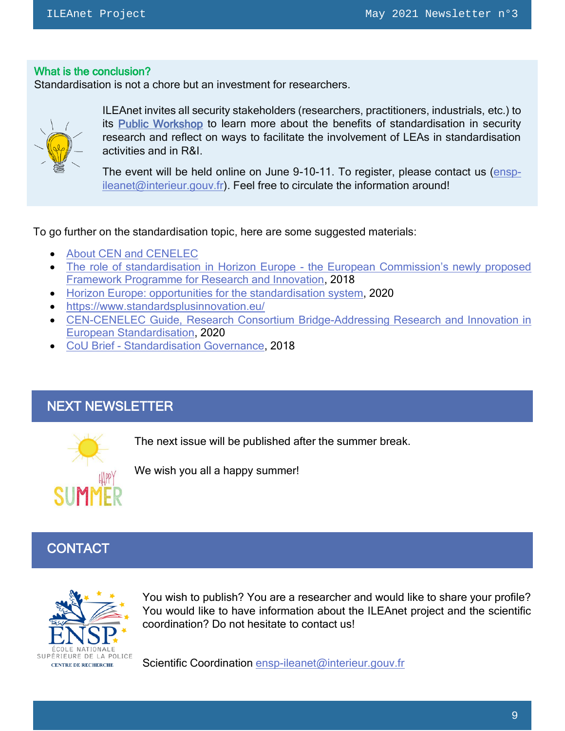**What is the conclusion?**
Standardisation is not a chore but an investment for researchers.

ILEAnet invites all security stakeholders (researchers, practitioners, industrials, etc.) to its **Public Workshop** to learn more about the benefits of standardisation in security research and reflect on ways to facilitate the involvement of LEAs in standardisation activities and in R&I.

The event will be held online on June 9-10-11. To register, please contact us (ensp-ileanet@interieur.gouv.fr). Feel free to circulate the information around!

To go further on the standardisation topic, here are some suggested materials:

- About CEN and CENELEC
- The role of standardisation in Horizon Europe - the European Commission's newly proposed Framework Programme for Research and Innovation, 2018
- Horizon Europe: opportunities for the standardisation system, 2020
- https://www.standardsplusinnovation.eu/
- CEN-CENELEC Guide, Research Consortium Bridge-Addressing Research and Innovation in European Standardisation, 2020
- CoU Brief - Standardisation Governance, 2018

## NEXT NEWSLETTER

The next issue will be published after the summer break.

We wish you all a happy summer!

## CONTACT

You wish to publish? You are a researcher and would like to share your profile? You would like to have information about the ILEAnet project and the scientific coordination? Do not hesitate to contact us!

Scientific Coordination ensp-ileanet@interieur.gouv.fr